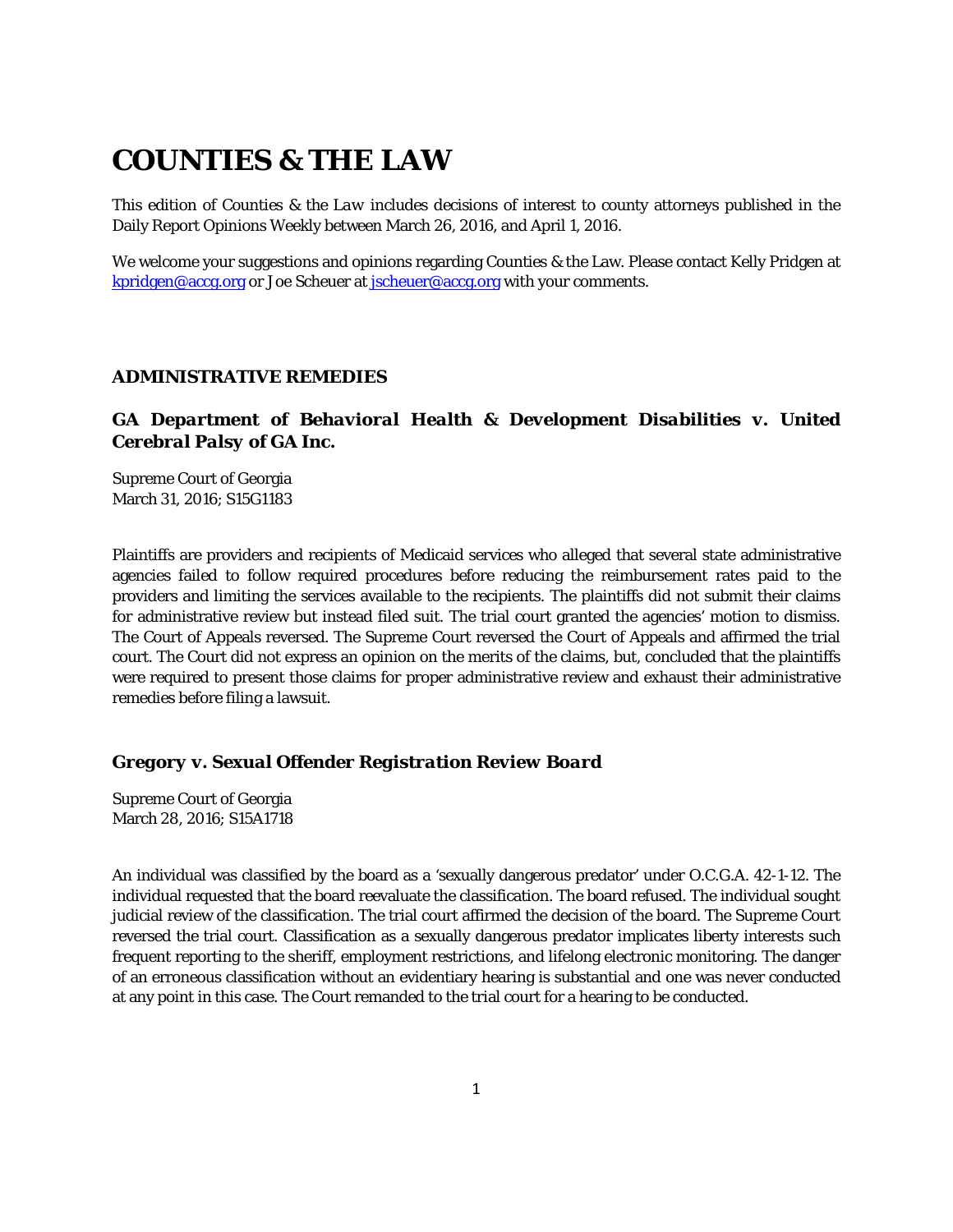# COUNTIES & THE LAW

This edition of Counties & the *Law* includes decisions of interest to county attorneys published in the Daily Report Opinions Weekly between March 26, 2016, and April 1, 2016.

We welcome your suggestions and opinions regarding Counties & the Law. Please contact Kelly Pridgen at kpridgen@accg.org or Joe Scheuer at jscheuer@accg.org with your comments.

## ADMINISTRATIVE REMEDIES

### *GA Department of Behavioral Health & Development Disabilities v. United Cerebral Palsy of GA Inc.*

Supreme Court of Georgia
March 31, 2016; S15G1183

Plaintiffs are providers and recipients of Medicaid services who alleged that several state administrative agencies failed to follow required procedures before reducing the reimbursement rates paid to the providers and limiting the services available to the recipients. The plaintiffs did not submit their claims for administrative review but instead filed suit. The trial court granted the agencies' motion to dismiss. The Court of Appeals reversed. The Supreme Court reversed the Court of Appeals and affirmed the trial court. The Court did not express an opinion on the merits of the claims, but, concluded that the plaintiffs were required to present those claims for proper administrative review and exhaust their administrative remedies before filing a lawsuit.

### *Gregory v. Sexual Offender Registration Review Board*

Supreme Court of Georgia
March 28, 2016; S15A1718

An individual was classified by the board as a 'sexually dangerous predator' under O.C.G.A. 42-1-12. The individual requested that the board reevaluate the classification. The board refused. The individual sought judicial review of the classification. The trial court affirmed the decision of the board. The Supreme Court reversed the trial court. Classification as a sexually dangerous predator implicates liberty interests such frequent reporting to the sheriff, employment restrictions, and lifelong electronic monitoring. The danger of an erroneous classification without an evidentiary hearing is substantial and one was never conducted at any point in this case. The Court remanded to the trial court for a hearing to be conducted.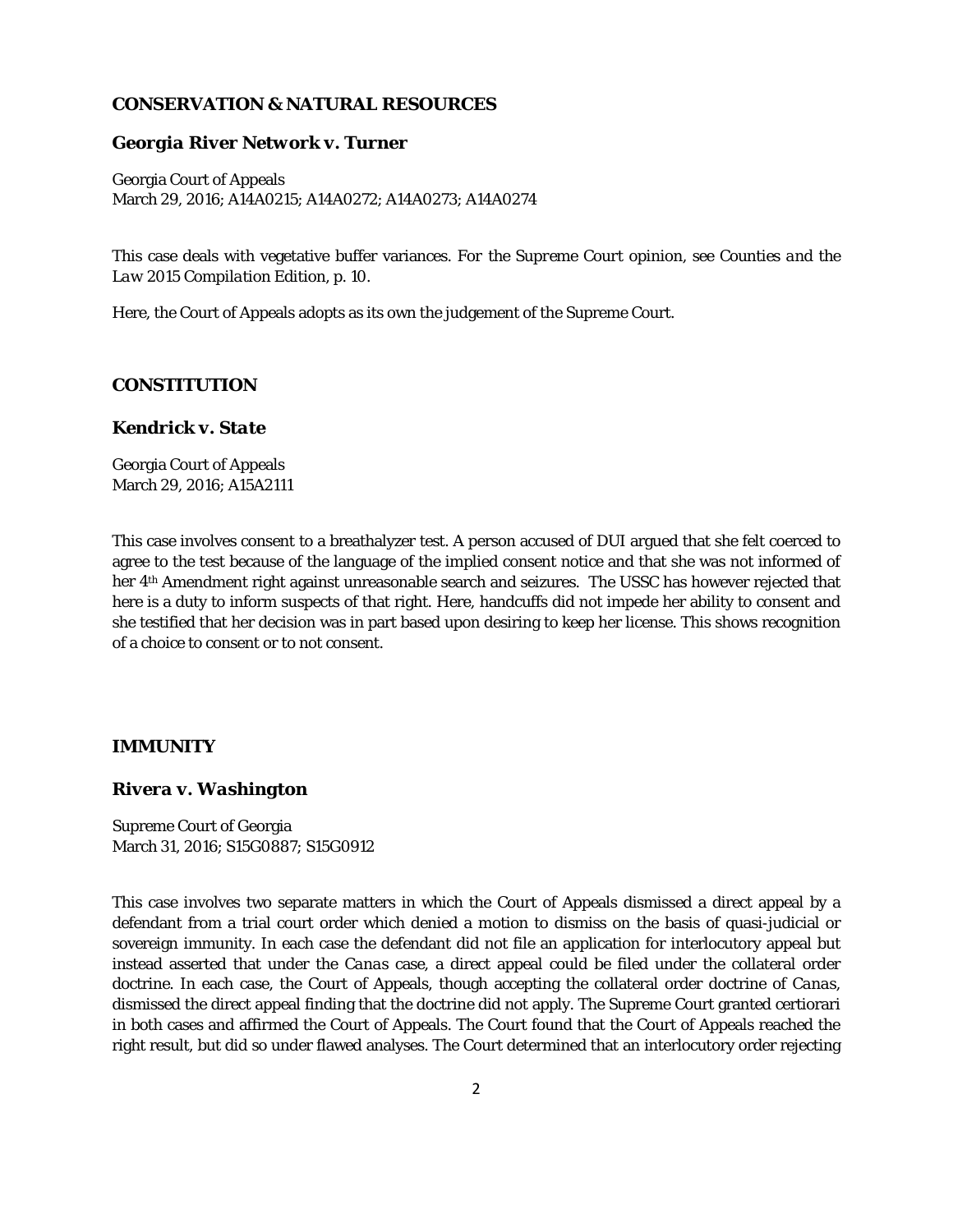## CONSERVATION & NATURAL RESOURCES

### *Georgia River Network v. Turner*

Georgia Court of Appeals
March 29, 2016; A14A0215; A14A0272; A14A0273; A14A0274

This case deals with vegetative buffer variances. For the Supreme Court opinion, see *Counties and the Law 2015 Compilation Edition*, p. 10.

Here, the Court of Appeals adopts as its own the judgement of the Supreme Court.

## CONSTITUTION

### *Kendrick v. State*

Georgia Court of Appeals
March 29, 2016; A15A2111

This case involves consent to a breathalyzer test. A person accused of DUI argued that she felt coerced to agree to the test because of the language of the implied consent notice and that she was not informed of her 4th Amendment right against unreasonable search and seizures. The USSC has however rejected that here is a duty to inform suspects of that right. Here, handcuffs did not impede her ability to consent and she testified that her decision was in part based upon desiring to keep her license. This shows recognition of a choice to consent or to not consent.

## IMMUNITY

### *Rivera v. Washington*

Supreme Court of Georgia
March 31, 2016; S15G0887; S15G0912

This case involves two separate matters in which the Court of Appeals dismissed a direct appeal by a defendant from a trial court order which denied a motion to dismiss on the basis of quasi-judicial or sovereign immunity. In each case the defendant did not file an application for interlocutory appeal but instead asserted that under the *Canas* case, a direct appeal could be filed under the collateral order doctrine. In each case, the Court of Appeals, though accepting the collateral order doctrine of *Canas*, dismissed the direct appeal finding that the doctrine did not apply. The Supreme Court granted certiorari in both cases and affirmed the Court of Appeals. The Court found that the Court of Appeals reached the right result, but did so under flawed analyses. The Court determined that an interlocutory order rejecting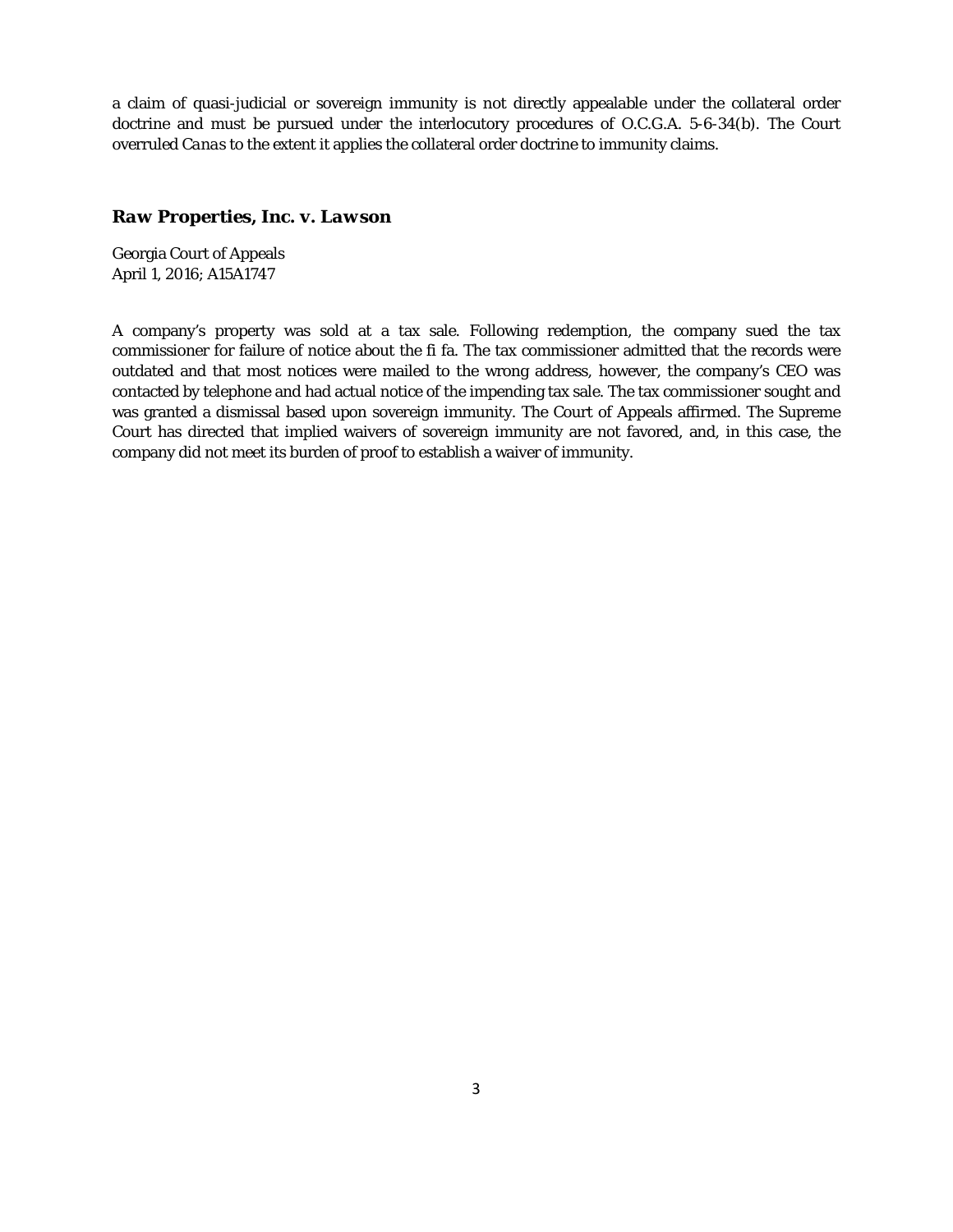a claim of quasi-judicial or sovereign immunity is not directly appealable under the collateral order doctrine and must be pursued under the interlocutory procedures of O.C.G.A. 5-6-34(b). The Court overruled *Canas* to the extent it applies the collateral order doctrine to immunity claims.

### ***Raw Properties, Inc. v. Lawson***

Georgia Court of Appeals
April 1, 2016; A15A1747

A company's property was sold at a tax sale. Following redemption, the company sued the tax commissioner for failure of notice about the fi fa. The tax commissioner admitted that the records were outdated and that most notices were mailed to the wrong address, however, the company's CEO was contacted by telephone and had actual notice of the impending tax sale. The tax commissioner sought and was granted a dismissal based upon sovereign immunity. The Court of Appeals affirmed. The Supreme Court has directed that implied waivers of sovereign immunity are not favored, and, in this case, the company did not meet its burden of proof to establish a waiver of immunity.